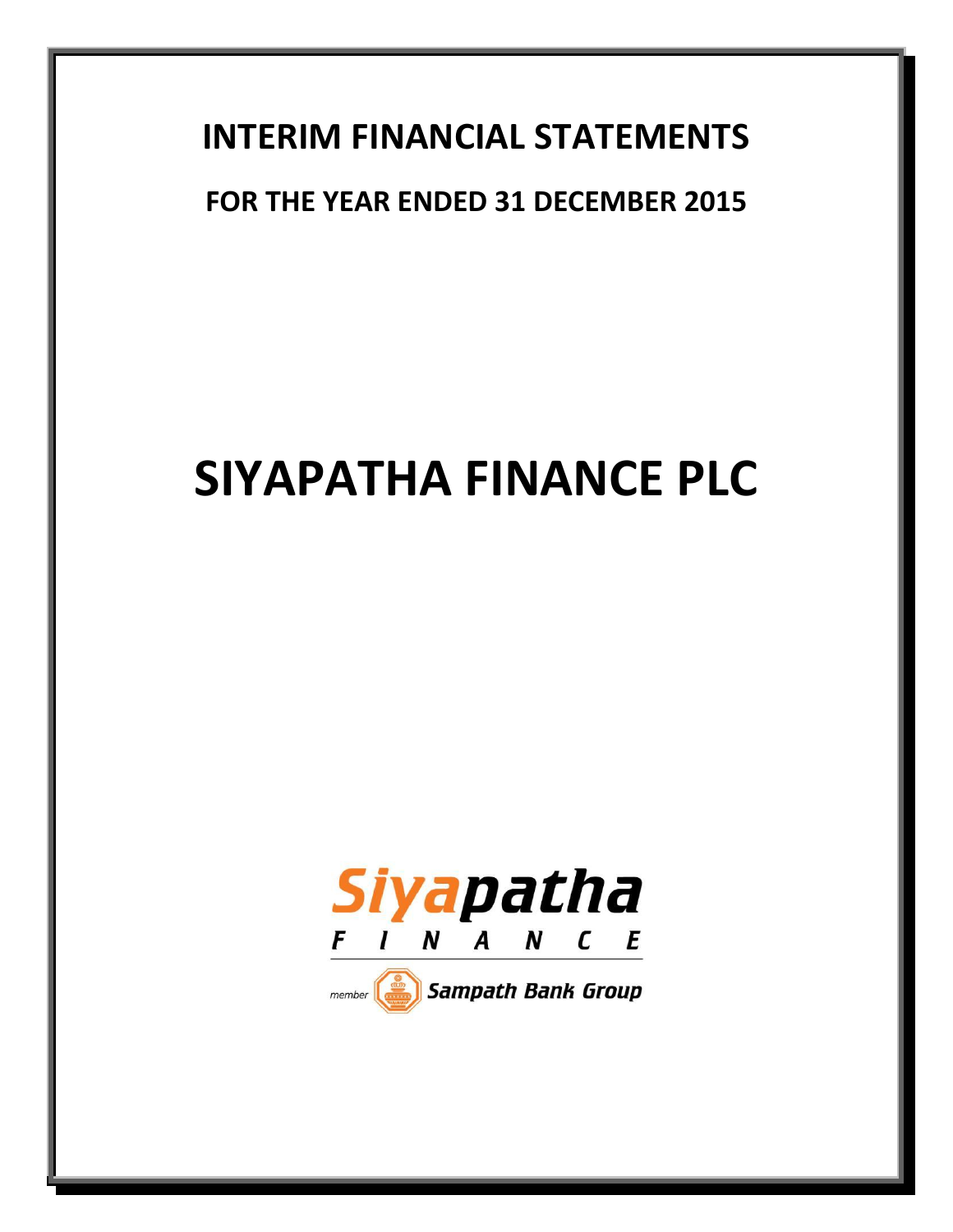# INTERIM FINANCIAL STATEMENTS

## FOR THE YEAR ENDED 31 DECEMBER 2015

# SIYAPATHA FINANCE PLC

Siyapatha
F I N A N C E

member Sampath Bank Group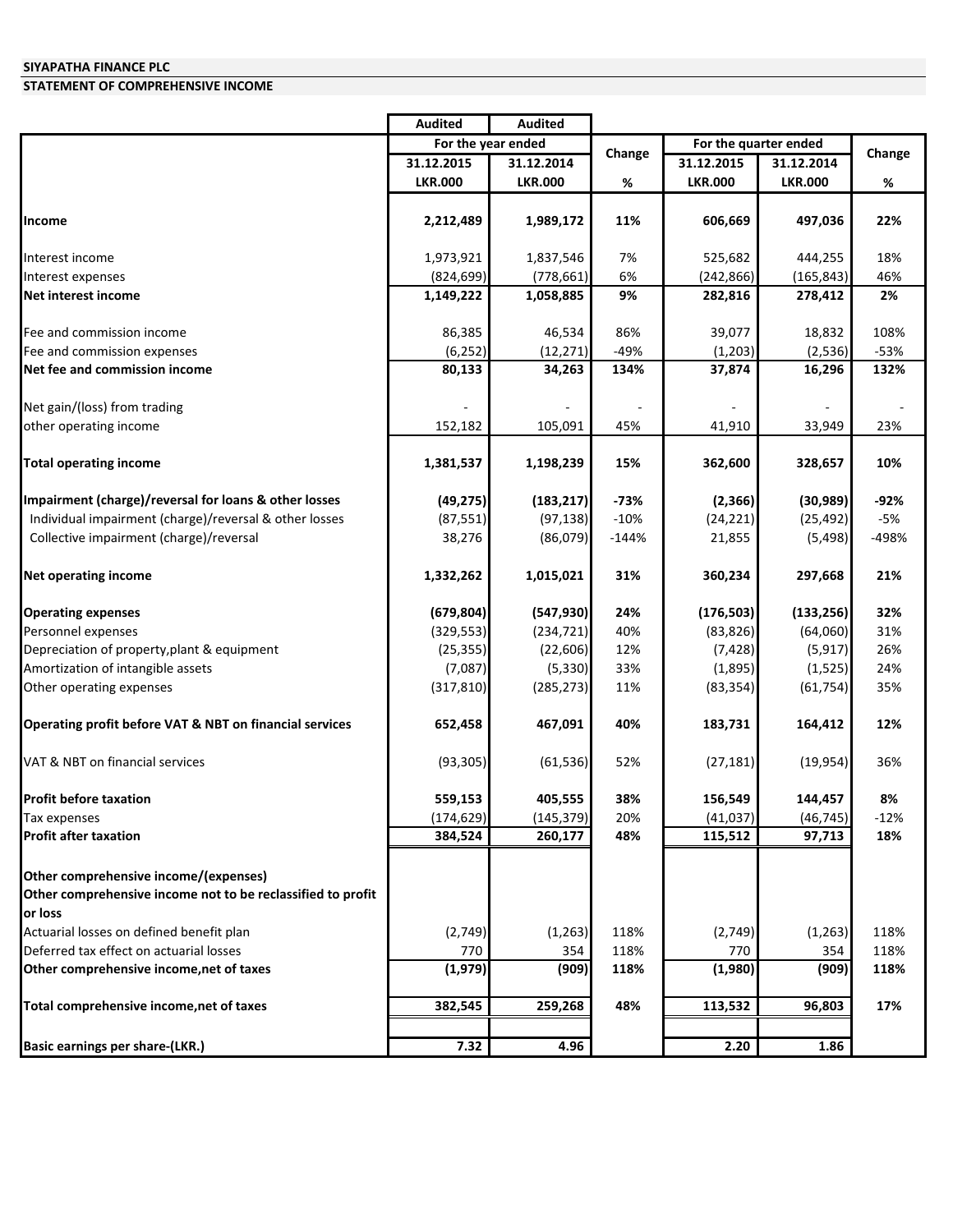**SIYAPATHA FINANCE PLC**

**STATEMENT OF COMPREHENSIVE INCOME**

| | Audited | Audited | | | | |
|---|---|---|---|---|---|---|
| | For the year ended | | Change | For the quarter ended | | Change |
| | 31.12.2015 | 31.12.2014 | | 31.12.2015 | 31.12.2014 | |
| | LKR.000 | LKR.000 | % | LKR.000 | LKR.000 | % |
| **Income** | **2,212,489** | **1,989,172** | **11%** | **606,669** | **497,036** | **22%** |
| Interest income | 1,973,921 | 1,837,546 | 7% | 525,682 | 444,255 | 18% |
| Interest expenses | (824,699) | (778,661) | 6% | (242,866) | (165,843) | 46% |
| **Net interest income** | **1,149,222** | **1,058,885** | **9%** | **282,816** | **278,412** | **2%** |
| Fee and commission income | 86,385 | 46,534 | 86% | 39,077 | 18,832 | 108% |
| Fee and commission expenses | (6,252) | (12,271) | -49% | (1,203) | (2,536) | -53% |
| **Net fee and commission income** | **80,133** | **34,263** | **134%** | **37,874** | **16,296** | **132%** |
| Net gain/(loss) from trading | - | - | - | - | - | - |
| other operating income | 152,182 | 105,091 | 45% | 41,910 | 33,949 | 23% |
| **Total operating income** | **1,381,537** | **1,198,239** | **15%** | **362,600** | **328,657** | **10%** |
| **Impairment (charge)/reversal for loans & other losses** | **(49,275)** | **(183,217)** | **-73%** | **(2,366)** | **(30,989)** | **-92%** |
| Individual impairment (charge)/reversal & other losses | (87,551) | (97,138) | -10% | (24,221) | (25,492) | -5% |
| Collective impairment (charge)/reversal | 38,276 | (86,079) | -144% | 21,855 | (5,498) | -498% |
| **Net operating income** | **1,332,262** | **1,015,021** | **31%** | **360,234** | **297,668** | **21%** |
| **Operating expenses** | **(679,804)** | **(547,930)** | **24%** | **(176,503)** | **(133,256)** | **32%** |
| Personnel expenses | (329,553) | (234,721) | 40% | (83,826) | (64,060) | 31% |
| Depreciation of property,plant & equipment | (25,355) | (22,606) | 12% | (7,428) | (5,917) | 26% |
| Amortization of intangible assets | (7,087) | (5,330) | 33% | (1,895) | (1,525) | 24% |
| Other operating expenses | (317,810) | (285,273) | 11% | (83,354) | (61,754) | 35% |
| **Operating profit before VAT & NBT on financial services** | **652,458** | **467,091** | **40%** | **183,731** | **164,412** | **12%** |
| VAT & NBT on financial services | (93,305) | (61,536) | 52% | (27,181) | (19,954) | 36% |
| **Profit before taxation** | **559,153** | **405,555** | **38%** | **156,549** | **144,457** | **8%** |
| Tax expenses | (174,629) | (145,379) | 20% | (41,037) | (46,745) | -12% |
| **Profit after taxation** | **384,524** | **260,177** | **48%** | **115,512** | **97,713** | **18%** |
| **Other comprehensive income/(expenses)** | | | | | | |
| **Other comprehensive income not to be reclassified to profit or loss** | | | | | | |
| Actuarial losses on defined benefit plan | (2,749) | (1,263) | 118% | (2,749) | (1,263) | 118% |
| Deferred tax effect on actuarial losses | 770 | 354 | 118% | 770 | 354 | 118% |
| **Other comprehensive income,net of taxes** | **(1,979)** | **(909)** | **118%** | **(1,980)** | **(909)** | **118%** |
| **Total comprehensive income,net of taxes** | **382,545** | **259,268** | **48%** | **113,532** | **96,803** | **17%** |
| **Basic earnings per share-(LKR.)** | **7.32** | **4.96** | | **2.20** | **1.86** | |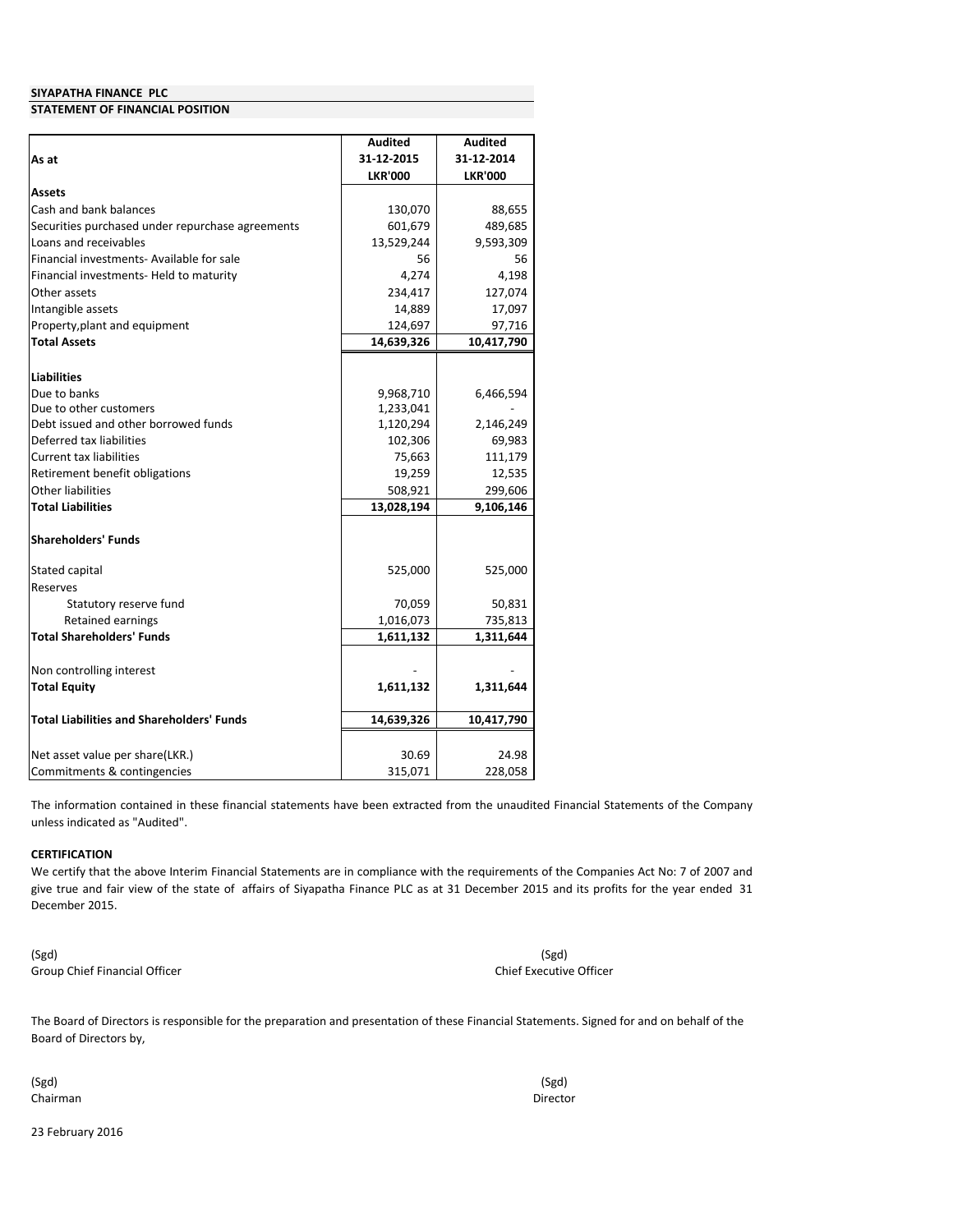**SIYAPATHA FINANCE PLC**

**STATEMENT OF FINANCIAL POSITION**

| As at | Audited 31-12-2015 LKR'000 | Audited 31-12-2014 LKR'000 |
|---|---|---|
| **Assets** | | |
| Cash and bank balances | 130,070 | 88,655 |
| Securities purchased under repurchase agreements | 601,679 | 489,685 |
| Loans and receivables | 13,529,244 | 9,593,309 |
| Financial investments- Available for sale | 56 | 56 |
| Financial investments- Held to maturity | 4,274 | 4,198 |
| Other assets | 234,417 | 127,074 |
| Intangible assets | 14,889 | 17,097 |
| Property,plant and equipment | 124,697 | 97,716 |
| **Total Assets** | **14,639,326** | **10,417,790** |
| | | |
| **Liabilities** | | |
| Due to banks | 9,968,710 | 6,466,594 |
| Due to other customers | 1,233,041 | - |
| Debt issued and other borrowed funds | 1,120,294 | 2,146,249 |
| Deferred tax liabilities | 102,306 | 69,983 |
| Current tax liabilities | 75,663 | 111,179 |
| Retirement benefit obligations | 19,259 | 12,535 |
| Other liabilities | 508,921 | 299,606 |
| **Total Liabilities** | **13,028,194** | **9,106,146** |
| | | |
| **Shareholders' Funds** | | |
| | | |
| Stated capital | 525,000 | 525,000 |
| Reserves | | |
| Statutory reserve fund | 70,059 | 50,831 |
| Retained earnings | 1,016,073 | 735,813 |
| **Total Shareholders' Funds** | **1,611,132** | **1,311,644** |
| | | |
| Non controlling interest | - | - |
| **Total Equity** | **1,611,132** | **1,311,644** |
| | | |
| **Total Liabilities and Shareholders' Funds** | **14,639,326** | **10,417,790** |
| | | |
| Net asset value per share(LKR.) | 30.69 | 24.98 |
| Commitments & contingencies | 315,071 | 228,058 |

The information contained in these financial statements have been extracted from the unaudited Financial Statements of the Company unless indicated as "Audited".

**CERTIFICATION**

We certify that the above Interim Financial Statements are in compliance with the requirements of the Companies Act No: 7 of 2007 and give true and fair view of the state of affairs of Siyapatha Finance PLC as at 31 December 2015 and its profits for the year ended 31 December 2015.

(Sgd)
Group Chief Financial Officer

(Sgd)
Chief Executive Officer

The Board of Directors is responsible for the preparation and presentation of these Financial Statements. Signed for and on behalf of the Board of Directors by,

(Sgd)
Chairman

(Sgd)
Director

23 February 2016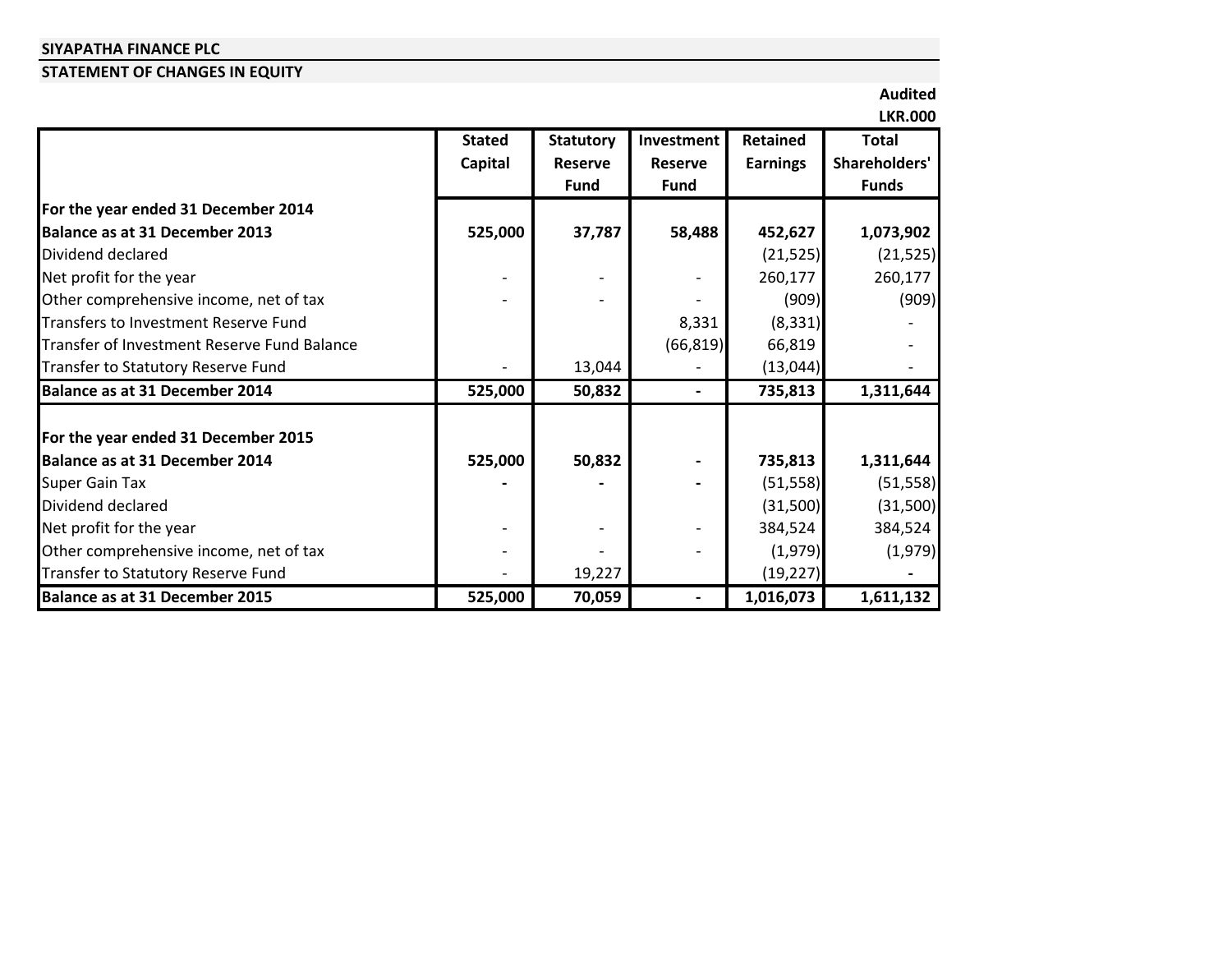**SIYAPATHA FINANCE PLC**

**STATEMENT OF CHANGES IN EQUITY**

**Audited**
**LKR.000**

| | Stated Capital | Statutory Reserve Fund | Investment Reserve Fund | Retained Earnings | Total Shareholders' Funds |
|---|---|---|---|---|---|
| **For the year ended 31 December 2014** | | | | | |
| **Balance as at 31 December 2013** | **525,000** | **37,787** | **58,488** | **452,627** | **1,073,902** |
| Dividend declared | | | | (21,525) | (21,525) |
| Net profit for the year | - | - | - | 260,177 | 260,177 |
| Other comprehensive income, net of tax | - | - | - | (909) | (909) |
| Transfers to Investment Reserve Fund | | | 8,331 | (8,331) | - |
| Transfer of Investment Reserve Fund Balance | | | (66,819) | 66,819 | - |
| Transfer to Statutory Reserve Fund | - | 13,044 | - | (13,044) | - |
| **Balance as at 31 December 2014** | **525,000** | **50,832** | **-** | **735,813** | **1,311,644** |
| | | | | | |
| **For the year ended 31 December 2015** | | | | | |
| **Balance as at 31 December 2014** | **525,000** | **50,832** | **-** | **735,813** | **1,311,644** |
| Super Gain Tax | **-** | **-** | **-** | (51,558) | (51,558) |
| Dividend declared | | | | (31,500) | (31,500) |
| Net profit for the year | - | - | - | 384,524 | 384,524 |
| Other comprehensive income, net of tax | - | - | - | (1,979) | (1,979) |
| Transfer to Statutory Reserve Fund | - | 19,227 | | (19,227) | **-** |
| **Balance as at 31 December 2015** | **525,000** | **70,059** | **-** | **1,016,073** | **1,611,132** |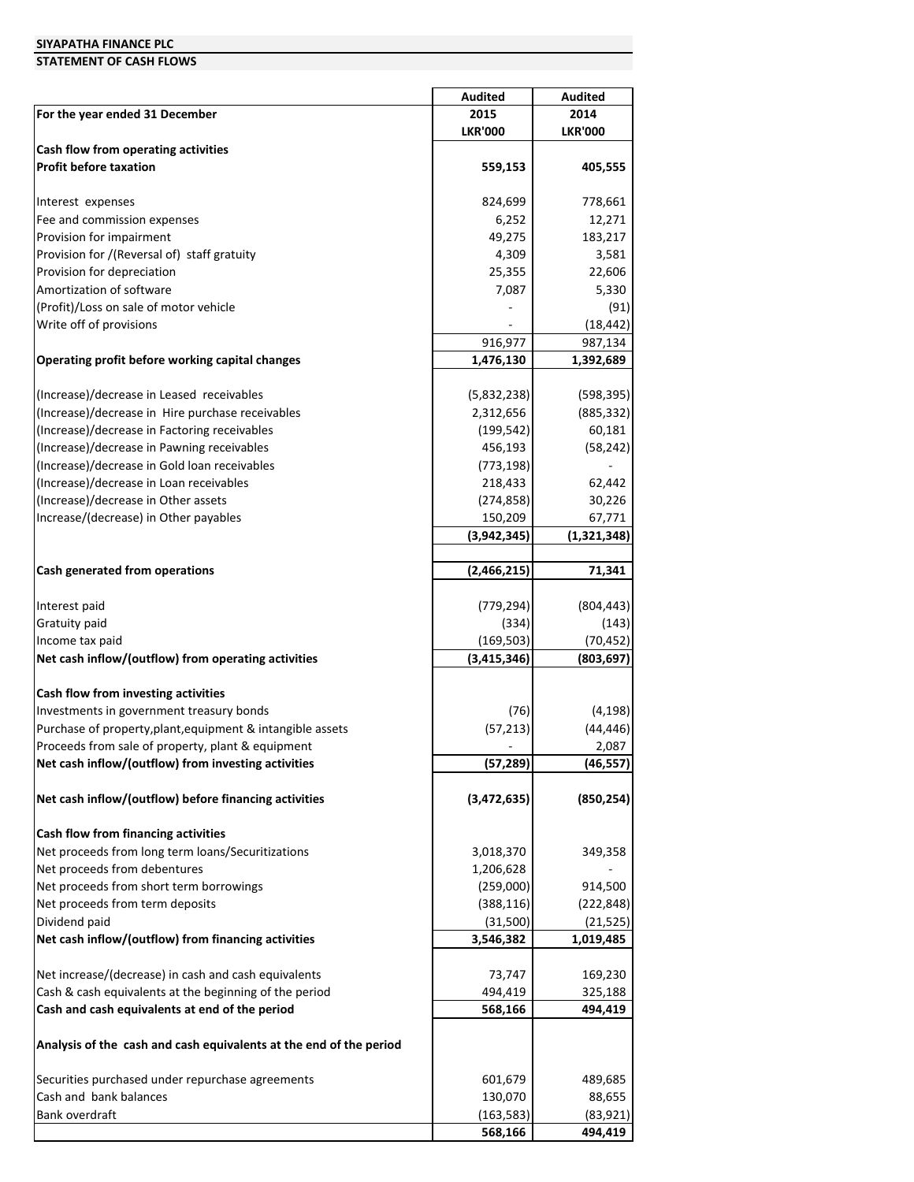**SIYAPATHA FINANCE PLC**

**STATEMENT OF CASH FLOWS**

| For the year ended 31 December | Audited 2015 LKR'000 | Audited 2014 LKR'000 |
|---|---|---|
| **Cash flow from operating activities** | | |
| **Profit before taxation** | **559,153** | **405,555** |
| | | |
| Interest expenses | 824,699 | 778,661 |
| Fee and commission expenses | 6,252 | 12,271 |
| Provision for impairment | 49,275 | 183,217 |
| Provision for /(Reversal of) staff gratuity | 4,309 | 3,581 |
| Provision for depreciation | 25,355 | 22,606 |
| Amortization of software | 7,087 | 5,330 |
| (Profit)/Loss on sale of motor vehicle | - | (91) |
| Write off of provisions | - | (18,442) |
| | 916,977 | 987,134 |
| **Operating profit before working capital changes** | **1,476,130** | **1,392,689** |
| | | |
| (Increase)/decrease in Leased receivables | (5,832,238) | (598,395) |
| (Increase)/decrease in Hire purchase receivables | 2,312,656 | (885,332) |
| (Increase)/decrease in Factoring receivables | (199,542) | 60,181 |
| (Increase)/decrease in Pawning receivables | 456,193 | (58,242) |
| (Increase)/decrease in Gold loan receivables | (773,198) | - |
| (Increase)/decrease in Loan receivables | 218,433 | 62,442 |
| (Increase)/decrease in Other assets | (274,858) | 30,226 |
| Increase/(decrease) in Other payables | 150,209 | 67,771 |
| | **(3,942,345)** | **(1,321,348)** |
| | | |
| **Cash generated from operations** | **(2,466,215)** | **71,341** |
| | | |
| Interest paid | (779,294) | (804,443) |
| Gratuity paid | (334) | (143) |
| Income tax paid | (169,503) | (70,452) |
| **Net cash inflow/(outflow) from operating activities** | **(3,415,346)** | **(803,697)** |
| | | |
| **Cash flow from investing activities** | | |
| Investments in government treasury bonds | (76) | (4,198) |
| Purchase of property,plant,equipment & intangible assets | (57,213) | (44,446) |
| Proceeds from sale of property, plant & equipment | - | 2,087 |
| **Net cash inflow/(outflow) from investing activities** | **(57,289)** | **(46,557)** |
| | | |
| **Net cash inflow/(outflow) before financing activities** | **(3,472,635)** | **(850,254)** |
| | | |
| **Cash flow from financing activities** | | |
| Net proceeds from long term loans/Securitizations | 3,018,370 | 349,358 |
| Net proceeds from debentures | 1,206,628 | - |
| Net proceeds from short term borrowings | (259,000) | 914,500 |
| Net proceeds from term deposits | (388,116) | (222,848) |
| Dividend paid | (31,500) | (21,525) |
| **Net cash inflow/(outflow) from financing activities** | **3,546,382** | **1,019,485** |
| | | |
| Net increase/(decrease) in cash and cash equivalents | 73,747 | 169,230 |
| Cash & cash equivalents at the beginning of the period | 494,419 | 325,188 |
| **Cash and cash equivalents at end of the period** | **568,166** | **494,419** |
| | | |
| **Analysis of the cash and cash equivalents at the end of the period** | | |
| | | |
| Securities purchased under repurchase agreements | 601,679 | 489,685 |
| Cash and bank balances | 130,070 | 88,655 |
| Bank overdraft | (163,583) | (83,921) |
| | **568,166** | **494,419** |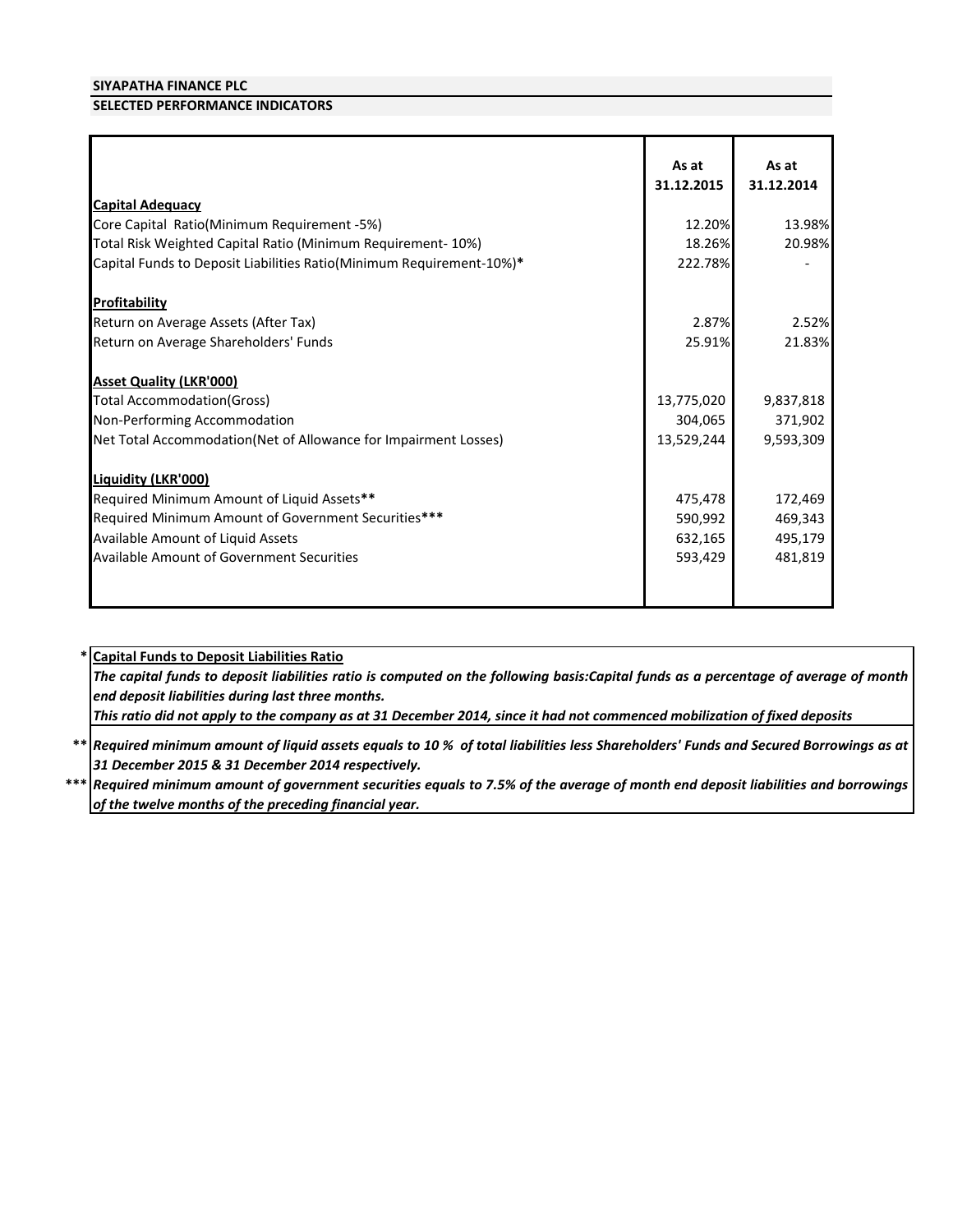**SIYAPATHA FINANCE PLC**

**SELECTED PERFORMANCE INDICATORS**

| | As at 31.12.2015 | As at 31.12.2014 |
|---|---|---|
| **Capital Adequacy** | | |
| Core Capital Ratio(Minimum Requirement -5%) | 12.20% | 13.98% |
| Total Risk Weighted Capital Ratio (Minimum Requirement- 10%) | 18.26% | 20.98% |
| Capital Funds to Deposit Liabilities Ratio(Minimum Requirement-10%)* | 222.78% | - |
| | | |
| **Profitability** | | |
| Return on Average Assets (After Tax) | 2.87% | 2.52% |
| Return on Average Shareholders' Funds | 25.91% | 21.83% |
| | | |
| **Asset Quality (LKR'000)** | | |
| Total Accommodation(Gross) | 13,775,020 | 9,837,818 |
| Non-Performing Accommodation | 304,065 | 371,902 |
| Net Total Accommodation(Net of Allowance for Impairment Losses) | 13,529,244 | 9,593,309 |
| | | |
| **Liquidity (LKR'000)** | | |
| Required Minimum Amount of Liquid Assets** | 475,478 | 172,469 |
| Required Minimum Amount of Government Securities*** | 590,992 | 469,343 |
| Available Amount of Liquid Assets | 632,165 | 495,179 |
| Available Amount of Government Securities | 593,429 | 481,819 |

\* **Capital Funds to Deposit Liabilities Ratio**

***The capital funds to deposit liabilities ratio is computed on the following basis:Capital funds as a percentage of average of month end deposit liabilities during last three months.***

***This ratio did not apply to the company as at 31 December 2014, since it had not commenced mobilization of fixed deposits***

** ***Required minimum amount of liquid assets equals to 10 % of total liabilities less Shareholders' Funds and Secured Borrowings as at 31 December 2015 & 31 December 2014 respectively.***

*** ***Required minimum amount of government securities equals to 7.5% of the average of month end deposit liabilities and borrowings of the twelve months of the preceding financial year.***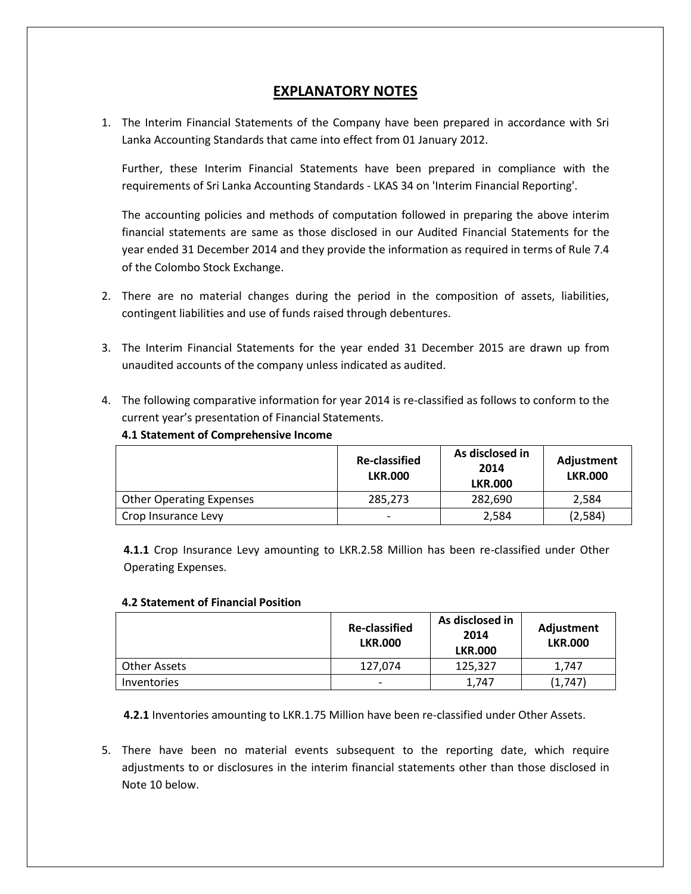# EXPLANATORY NOTES

1. The Interim Financial Statements of the Company have been prepared in accordance with Sri Lanka Accounting Standards that came into effect from 01 January 2012.

   Further, these Interim Financial Statements have been prepared in compliance with the requirements of Sri Lanka Accounting Standards - LKAS 34 on 'Interim Financial Reporting'.

   The accounting policies and methods of computation followed in preparing the above interim financial statements are same as those disclosed in our Audited Financial Statements for the year ended 31 December 2014 and they provide the information as required in terms of Rule 7.4 of the Colombo Stock Exchange.

2. There are no material changes during the period in the composition of assets, liabilities, contingent liabilities and use of funds raised through debentures.

3. The Interim Financial Statements for the year ended 31 December 2015 are drawn up from unaudited accounts of the company unless indicated as audited.

4. The following comparative information for year 2014 is re-classified as follows to conform to the current year's presentation of Financial Statements.

   **4.1 Statement of Comprehensive Income**

| | Re-classified LKR.000 | As disclosed in 2014 LKR.000 | Adjustment LKR.000 |
|---|---|---|---|
| Other Operating Expenses | 285,273 | 282,690 | 2,584 |
| Crop Insurance Levy | - | 2,584 | (2,584) |

   **4.1.1** Crop Insurance Levy amounting to LKR.2.58 Million has been re-classified under Other Operating Expenses.

   **4.2 Statement of Financial Position**

| | Re-classified LKR.000 | As disclosed in 2014 LKR.000 | Adjustment LKR.000 |
|---|---|---|---|
| Other Assets | 127,074 | 125,327 | 1,747 |
| Inventories | - | 1,747 | (1,747) |

   **4.2.1** Inventories amounting to LKR.1.75 Million have been re-classified under Other Assets.

5. There have been no material events subsequent to the reporting date, which require adjustments to or disclosures in the interim financial statements other than those disclosed in Note 10 below.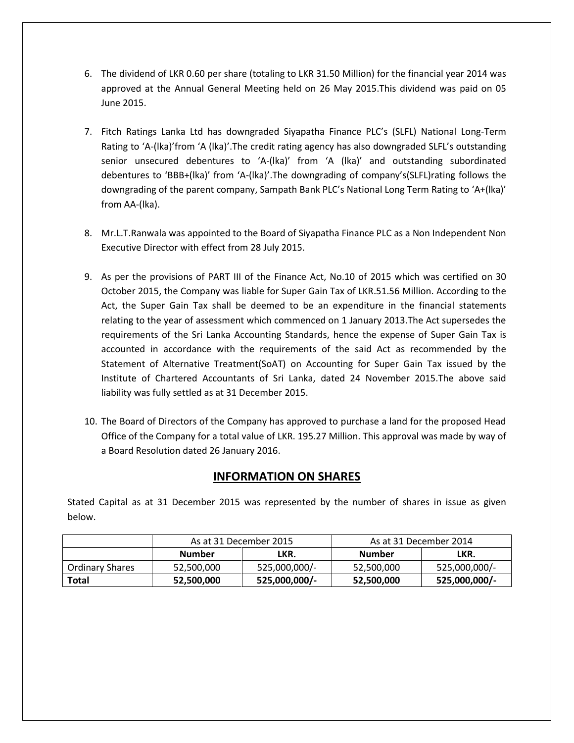6. The dividend of LKR 0.60 per share (totaling to LKR 31.50 Million) for the financial year 2014 was approved at the Annual General Meeting held on 26 May 2015.This dividend was paid on 05 June 2015.

7. Fitch Ratings Lanka Ltd has downgraded Siyapatha Finance PLC's (SLFL) National Long-Term Rating to 'A-(lka)'from 'A (lka)'.The credit rating agency has also downgraded SLFL's outstanding senior unsecured debentures to 'A-(lka)' from 'A (lka)' and outstanding subordinated debentures to 'BBB+(lka)' from 'A-(lka)'.The downgrading of company's(SLFL)rating follows the downgrading of the parent company, Sampath Bank PLC's National Long Term Rating to 'A+(lka)' from AA-(lka).

8. Mr.L.T.Ranwala was appointed to the Board of Siyapatha Finance PLC as a Non Independent Non Executive Director with effect from 28 July 2015.

9. As per the provisions of PART III of the Finance Act, No.10 of 2015 which was certified on 30 October 2015, the Company was liable for Super Gain Tax of LKR.51.56 Million. According to the Act, the Super Gain Tax shall be deemed to be an expenditure in the financial statements relating to the year of assessment which commenced on 1 January 2013.The Act supersedes the requirements of the Sri Lanka Accounting Standards, hence the expense of Super Gain Tax is accounted in accordance with the requirements of the said Act as recommended by the Statement of Alternative Treatment(SoAT) on Accounting for Super Gain Tax issued by the Institute of Chartered Accountants of Sri Lanka, dated 24 November 2015.The above said liability was fully settled as at 31 December 2015.

10. The Board of Directors of the Company has approved to purchase a land for the proposed Head Office of the Company for a total value of LKR. 195.27 Million. This approval was made by way of a Board Resolution dated 26 January 2016.

## INFORMATION ON SHARES

Stated Capital as at 31 December 2015 was represented by the number of shares in issue as given below.

| | As at 31 December 2015 | | As at 31 December 2014 | |
|---|---|---|---|---|
| | **Number** | **LKR.** | **Number** | **LKR.** |
| Ordinary Shares | 52,500,000 | 525,000,000/- | 52,500,000 | 525,000,000/- |
| **Total** | **52,500,000** | **525,000,000/-** | **52,500,000** | **525,000,000/-** |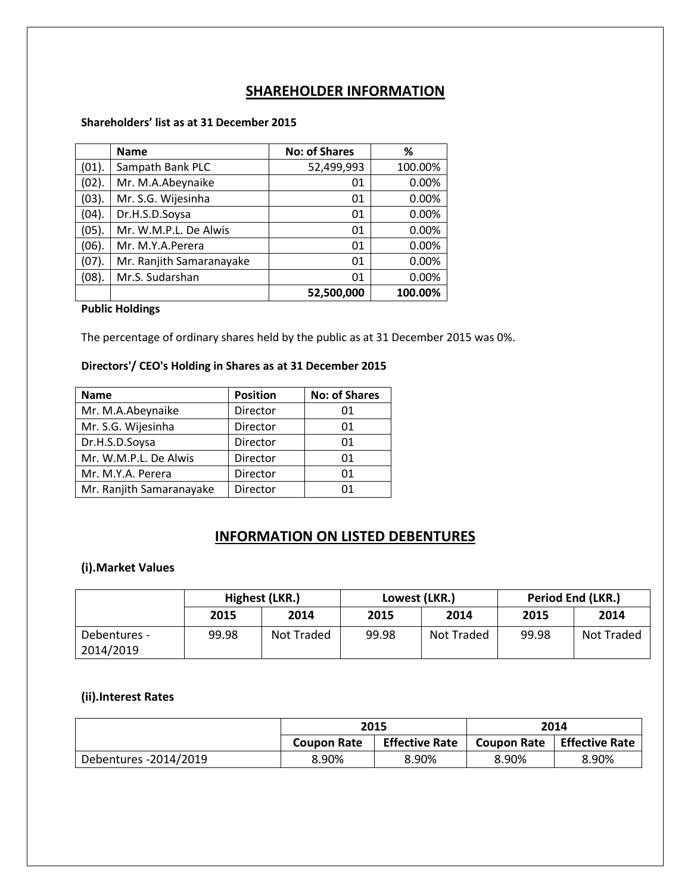# SHAREHOLDER INFORMATION

**Shareholders' list as at 31 December 2015**

| | Name | No: of Shares | % |
|---|---|---|---|
| (01). | Sampath Bank PLC | 52,499,993 | 100.00% |
| (02). | Mr. M.A.Abeynaike | 01 | 0.00% |
| (03). | Mr. S.G. Wijesinha | 01 | 0.00% |
| (04). | Dr.H.S.D.Soysa | 01 | 0.00% |
| (05). | Mr. W.M.P.L. De Alwis | 01 | 0.00% |
| (06). | Mr. M.Y.A.Perera | 01 | 0.00% |
| (07). | Mr. Ranjith Samaranayake | 01 | 0.00% |
| (08). | Mr.S. Sudarshan | 01 | 0.00% |
| | | **52,500,000** | **100.00%** |

**Public Holdings**

The percentage of ordinary shares held by the public as at 31 December 2015 was 0%.

**Directors'/ CEO's Holding in Shares as at 31 December 2015**

| Name | Position | No: of Shares |
|---|---|---|
| Mr. M.A.Abeynaike | Director | 01 |
| Mr. S.G. Wijesinha | Director | 01 |
| Dr.H.S.D.Soysa | Director | 01 |
| Mr. W.M.P.L. De Alwis | Director | 01 |
| Mr. M.Y.A. Perera | Director | 01 |
| Mr. Ranjith Samaranayake | Director | 01 |

# INFORMATION ON LISTED DEBENTURES

**(i).Market Values**

| | Highest (LKR.) | | Lowest (LKR.) | | Period End (LKR.) | |
|---|---|---|---|---|---|---|
| | 2015 | 2014 | 2015 | 2014 | 2015 | 2014 |
| Debentures - 2014/2019 | 99.98 | Not Traded | 99.98 | Not Traded | 99.98 | Not Traded |

**(ii).Interest Rates**

| | 2015 | | 2014 | |
|---|---|---|---|---|
| | Coupon Rate | Effective Rate | Coupon Rate | Effective Rate |
| Debentures -2014/2019 | 8.90% | 8.90% | 8.90% | 8.90% |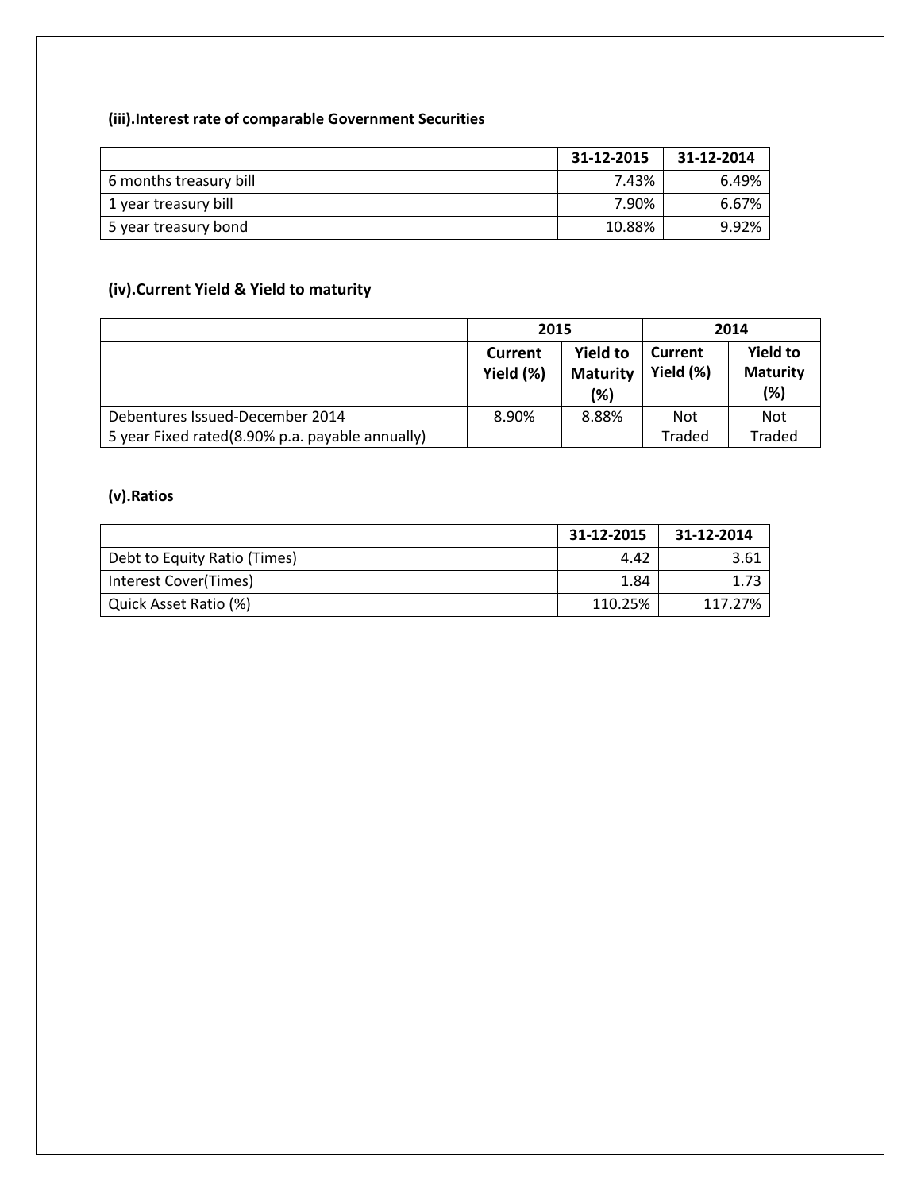### (iii).Interest rate of comparable Government Securities

| | 31-12-2015 | 31-12-2014 |
|---|---|---|
| 6 months treasury bill | 7.43% | 6.49% |
| 1 year treasury bill | 7.90% | 6.67% |
| 5 year treasury bond | 10.88% | 9.92% |

### (iv).Current Yield & Yield to maturity

| | 2015 | | 2014 | |
|---|---|---|---|---|
| | **Current Yield (%)** | **Yield to Maturity (%)** | **Current Yield (%)** | **Yield to Maturity (%)** |
| Debentures Issued-December 2014<br>5 year Fixed rated(8.90% p.a. payable annually) | 8.90% | 8.88% | Not Traded | Not Traded |

### (v).Ratios

| | 31-12-2015 | 31-12-2014 |
|---|---|---|
| Debt to Equity Ratio (Times) | 4.42 | 3.61 |
| Interest Cover(Times) | 1.84 | 1.73 |
| Quick Asset Ratio (%) | 110.25% | 117.27% |